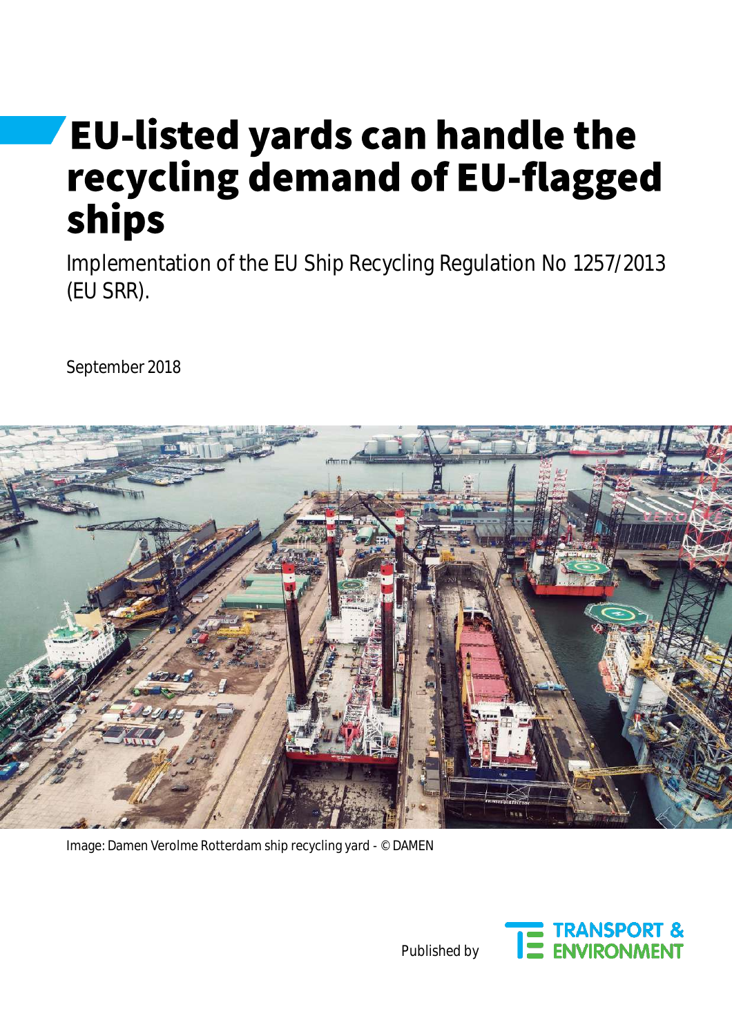# EU-listed yards can handle the recycling demand of EU-flagged ships

Implementation of the EU Ship Recycling Regulation No 1257/2013 (EU SRR).

September 2018

Image: Damen Verolme Rotterdam ship recycling yard - © DAMEN

Published by TRANSPORT & ENVIRONMENT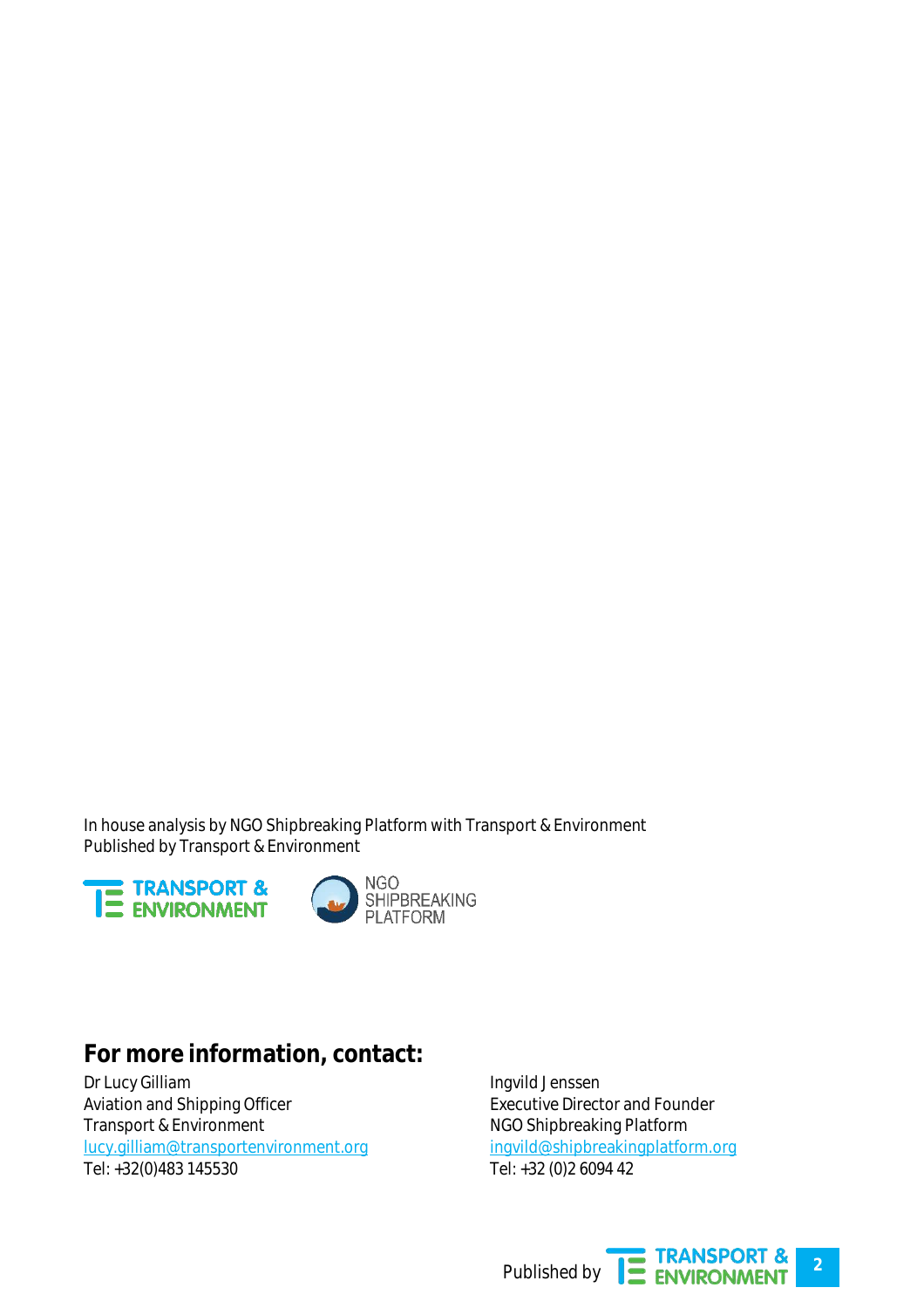In house analysis by NGO Shipbreaking Platform with Transport & Environment
Published by Transport & Environment

## For more information, contact:

Dr Lucy Gilliam
Aviation and Shipping Officer
Transport & Environment
lucy.gilliam@transportenvironment.org
Tel: +32(0)483 145530

Ingvild Jenssen
Executive Director and Founder
NGO Shipbreaking Platform
ingvild@shipbreakingplatform.org
Tel: +32 (0)2 6094 42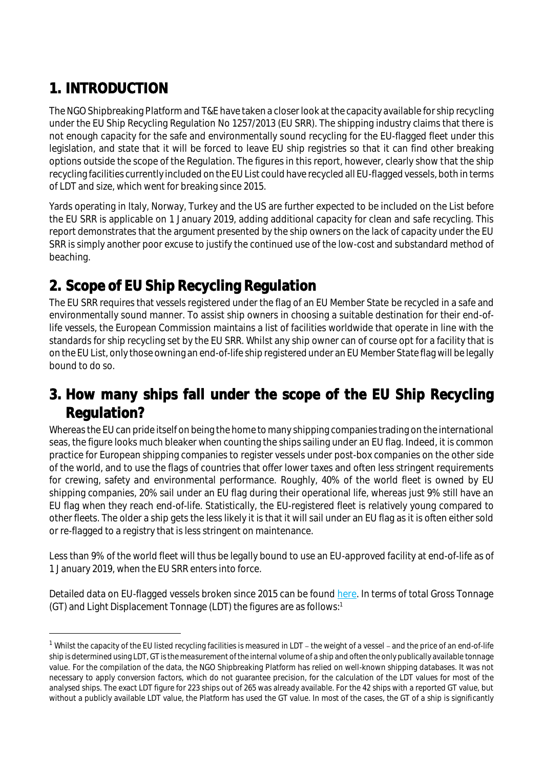# 1. INTRODUCTION

The NGO Shipbreaking Platform and T&E have taken a closer look at the capacity available for ship recycling under the EU Ship Recycling Regulation No 1257/2013 (EU SRR). The shipping industry claims that there is not enough capacity for the safe and environmentally sound recycling for the EU-flagged fleet under this legislation, and state that it will be forced to leave EU ship registries so that it can find other breaking options outside the scope of the Regulation. The figures in this report, however, clearly show that the ship recycling facilities currently included on the EU List could have recycled all EU-flagged vessels, both in terms of LDT and size, which went for breaking since 2015.

Yards operating in Italy, Norway, Turkey and the US are further expected to be included on the List before the EU SRR is applicable on 1 January 2019, adding additional capacity for clean and safe recycling. This report demonstrates that the argument presented by the ship owners on the lack of capacity under the EU SRR is simply another poor excuse to justify the continued use of the low-cost and substandard method of beaching.

# 2. Scope of EU Ship Recycling Regulation

The EU SRR requires that vessels registered under the flag of an EU Member State be recycled in a safe and environmentally sound manner. To assist ship owners in choosing a suitable destination for their end-of-life vessels, the European Commission maintains a list of facilities worldwide that operate in line with the standards for ship recycling set by the EU SRR. Whilst any ship owner can of course opt for a facility that is on the EU List, only those owning an end-of-life ship registered under an EU Member State flag will be legally bound to do so.

# 3. How many ships fall under the scope of the EU Ship Recycling Regulation?

Whereas the EU can pride itself on being the home to many shipping companies trading on the international seas, the figure looks much bleaker when counting the ships sailing under an EU flag. Indeed, it is common practice for European shipping companies to register vessels under post-box companies on the other side of the world, and to use the flags of countries that offer lower taxes and often less stringent requirements for crewing, safety and environmental performance. Roughly, 40% of the world fleet is owned by EU shipping companies, 20% sail under an EU flag during their operational life, whereas just 9% still have an EU flag when they reach end-of-life. Statistically, the EU-registered fleet is relatively young compared to other fleets. The older a ship gets the less likely it is that it will sail under an EU flag as it is often either sold or re-flagged to a registry that is less stringent on maintenance.

Less than 9% of the world fleet will thus be legally bound to use an EU-approved facility at end-of-life as of 1 January 2019, when the EU SRR enters into force.

Detailed data on EU-flagged vessels broken since 2015 can be found here. In terms of total Gross Tonnage (GT) and Light Displacement Tonnage (LDT) the figures are as follows:[1]

[1] Whilst the capacity of the EU listed recycling facilities is measured in LDT – the weight of a vessel – and the price of an end-of-life ship is determined using LDT, GT is the measurement of the internal volume of a ship and often the only publically available tonnage value. For the compilation of the data, the NGO Shipbreaking Platform has relied on well-known shipping databases. It was not necessary to apply conversion factors, which do not guarantee precision, for the calculation of the LDT values for most of the analysed ships. The exact LDT figure for 223 ships out of 265 was already available. For the 42 ships with a reported GT value, but without a publicly available LDT value, the Platform has used the GT value. In most of the cases, the GT of a ship is significantly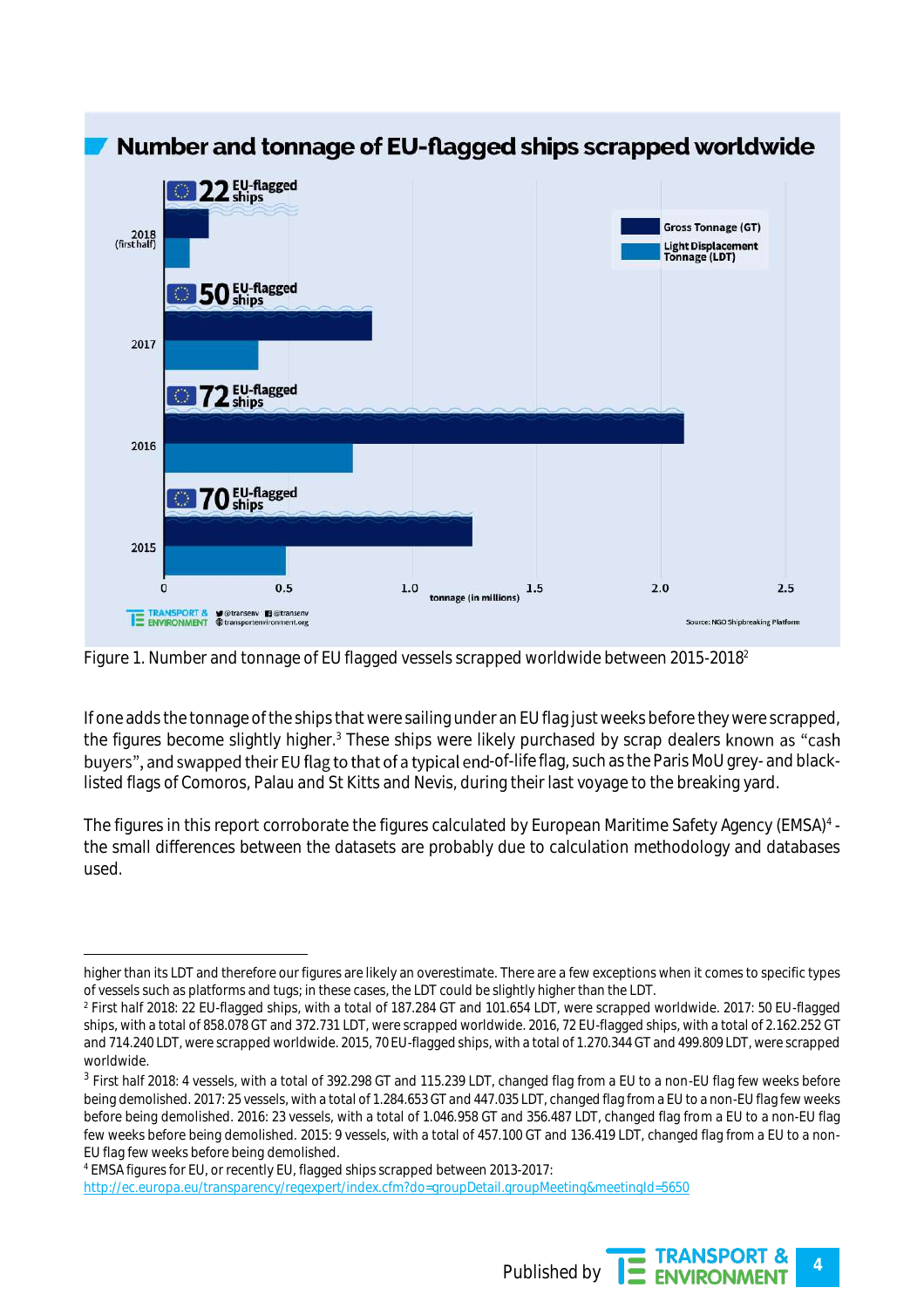## Number and tonnage of EU-flagged ships scrapped worldwide

| Year | EU-flagged ships |
|---|---|
| 2018 (first half) | 22 |
| 2017 | 50 |
| 2016 | 72 |
| 2015 | 70 |

Gross Tonnage (GT) / Light Displacement Tonnage (LDT) — tonnage (in millions)

Source: NGO Shipbreaking Platform

Figure 1. Number and tonnage of EU flagged vessels scrapped worldwide between 2015-2018[2]

If one adds the tonnage of the ships that were sailing under an EU flag just weeks before they were scrapped, the figures become slightly higher.[3] These ships were likely purchased by scrap dealers known as "cash buyers", and swapped their EU flag to that of a typical end-of-life flag, such as the Paris MoU grey- and black-listed flags of Comoros, Palau and St Kitts and Nevis, during their last voyage to the breaking yard.

The figures in this report corroborate the figures calculated by European Maritime Safety Agency (EMSA)[4] - the small differences between the datasets are probably due to calculation methodology and databases used.

---

higher than its LDT and therefore our figures are likely an overestimate. There are a few exceptions when it comes to specific types of vessels such as platforms and tugs; in these cases, the LDT could be slightly higher than the LDT.

[2] First half 2018: 22 EU-flagged ships, with a total of 187.284 GT and 101.654 LDT, were scrapped worldwide. 2017: 50 EU-flagged ships, with a total of 858.078 GT and 372.731 LDT, were scrapped worldwide. 2016, 72 EU-flagged ships, with a total of 2.162.252 GT and 714.240 LDT, were scrapped worldwide. 2015, 70 EU-flagged ships, with a total of 1.270.344 GT and 499.809 LDT, were scrapped worldwide.

[3] First half 2018: 4 vessels, with a total of 392.298 GT and 115.239 LDT, changed flag from a EU to a non-EU flag few weeks before being demolished. 2017: 25 vessels, with a total of 1.284.653 GT and 447.035 LDT, changed flag from a EU to a non-EU flag few weeks before being demolished. 2016: 23 vessels, with a total of 1.046.958 GT and 356.487 LDT, changed flag from a EU to a non-EU flag few weeks before being demolished. 2015: 9 vessels, with a total of 457.100 GT and 136.419 LDT, changed flag from a EU to a non-EU flag few weeks before being demolished.

[4] EMSA figures for EU, or recently EU, flagged ships scrapped between 2013-2017: http://ec.europa.eu/transparency/regexpert/index.cfm?do=groupDetail.groupMeeting&meetingId=5650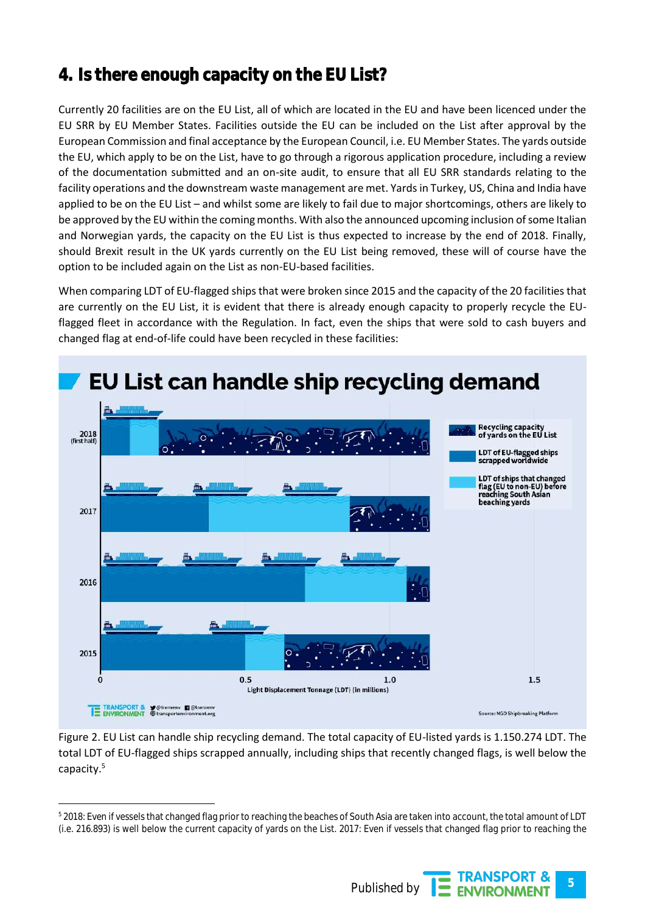## 4. Is there enough capacity on the EU List?

Currently 20 facilities are on the EU List, all of which are located in the EU and have been licenced under the EU SRR by EU Member States. Facilities outside the EU can be included on the List after approval by the European Commission and final acceptance by the European Council, i.e. EU Member States. The yards outside the EU, which apply to be on the List, have to go through a rigorous application procedure, including a review of the documentation submitted and an on-site audit, to ensure that all EU SRR standards relating to the facility operations and the downstream waste management are met. Yards in Turkey, US, China and India have applied to be on the EU List – and whilst some are likely to fail due to major shortcomings, others are likely to be approved by the EU within the coming months. With also the announced upcoming inclusion of some Italian and Norwegian yards, the capacity on the EU List is thus expected to increase by the end of 2018. Finally, should Brexit result in the UK yards currently on the EU List being removed, these will of course have the option to be included again on the List as non-EU-based facilities.

When comparing LDT of EU-flagged ships that were broken since 2015 and the capacity of the 20 facilities that are currently on the EU List, it is evident that there is already enough capacity to properly recycle the EU-flagged fleet in accordance with the Regulation. In fact, even the ships that were sold to cash buyers and changed flag at end-of-life could have been recycled in these facilities:

**EU List can handle ship recycling demand**

Legend: Recycling capacity of yards on the EU List; LDT of EU-flagged ships scrapped worldwide; LDT of ships that changed flag (EU to non-EU) before reaching South Asian beaching yards

Y-axis: 2018 (first half), 2017, 2016, 2015

X-axis: Light Displacement Tonnage (LDT) (in millions) — 0, 0.5, 1.0, 1.5

Source: NGO Shipbreaking Platform

Figure 2. EU List can handle ship recycling demand. The total capacity of EU-listed yards is 1.150.274 LDT. The total LDT of EU-flagged ships scrapped annually, including ships that recently changed flags, is well below the capacity.[5]

---

[5] 2018: Even if vessels that changed flag prior to reaching the beaches of South Asia are taken into account, the total amount of LDT (i.e. 216.893) is well below the current capacity of yards on the List. 2017: Even if vessels that changed flag prior to reaching the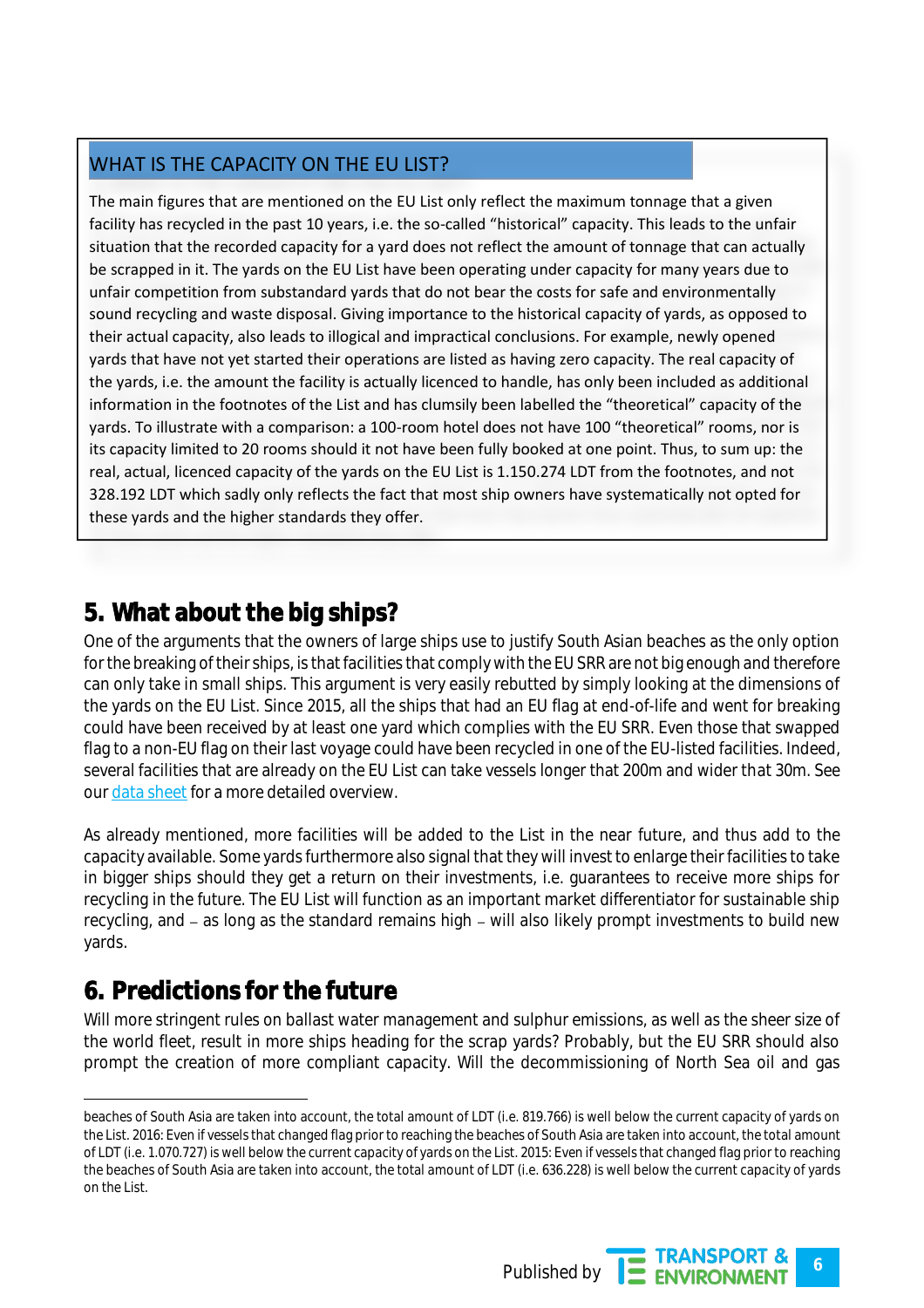### WHAT IS THE CAPACITY ON THE EU LIST?

The main figures that are mentioned on the EU List only reflect the maximum tonnage that a given facility has recycled in the past 10 years, i.e. the so-called "historical" capacity. This leads to the unfair situation that the recorded capacity for a yard does not reflect the amount of tonnage that can actually be scrapped in it. The yards on the EU List have been operating under capacity for many years due to unfair competition from substandard yards that do not bear the costs for safe and environmentally sound recycling and waste disposal. Giving importance to the historical capacity of yards, as opposed to their actual capacity, also leads to illogical and impractical conclusions. For example, newly opened yards that have not yet started their operations are listed as having zero capacity. The real capacity of the yards, i.e. the amount the facility is actually licenced to handle, has only been included as additional information in the footnotes of the List and has clumsily been labelled the "theoretical" capacity of the yards. To illustrate with a comparison: a 100-room hotel does not have 100 "theoretical" rooms, nor is its capacity limited to 20 rooms should it not have been fully booked at one point. Thus, to sum up: the real, actual, licenced capacity of the yards on the EU List is 1.150.274 LDT from the footnotes, and not 328.192 LDT which sadly only reflects the fact that most ship owners have systematically not opted for these yards and the higher standards they offer.

## 5. What about the big ships?

One of the arguments that the owners of large ships use to justify South Asian beaches as the only option for the breaking of their ships, is that facilities that comply with the EU SRR are not big enough and therefore can only take in small ships. This argument is very easily rebutted by simply looking at the dimensions of the yards on the EU List. Since 2015, all the ships that had an EU flag at end-of-life and went for breaking could have been received by at least one yard which complies with the EU SRR. Even those that swapped flag to a non-EU flag on their last voyage could have been recycled in one of the EU-listed facilities. Indeed, several facilities that are already on the EU List can take vessels longer that 200m and wider that 30m. See our [data sheet] for a more detailed overview.

As already mentioned, more facilities will be added to the List in the near future, and thus add to the capacity available. Some yards furthermore also signal that they will invest to enlarge their facilities to take in bigger ships should they get a return on their investments, i.e. guarantees to receive more ships for recycling in the future. The EU List will function as an important market differentiator for sustainable ship recycling, and – as long as the standard remains high – will also likely prompt investments to build new yards.

## 6. Predictions for the future

Will more stringent rules on ballast water management and sulphur emissions, as well as the sheer size of the world fleet, result in more ships heading for the scrap yards? Probably, but the EU SRR should also prompt the creation of more compliant capacity. Will the decommissioning of North Sea oil and gas

---

beaches of South Asia are taken into account, the total amount of LDT (i.e. 819.766) is well below the current capacity of yards on the List. 2016: Even if vessels that changed flag prior to reaching the beaches of South Asia are taken into account, the total amount of LDT (i.e. 1.070.727) is well below the current capacity of yards on the List. 2015: Even if vessels that changed flag prior to reaching the beaches of South Asia are taken into account, the total amount of LDT (i.e. 636.228) is well below the current capacity of yards on the List.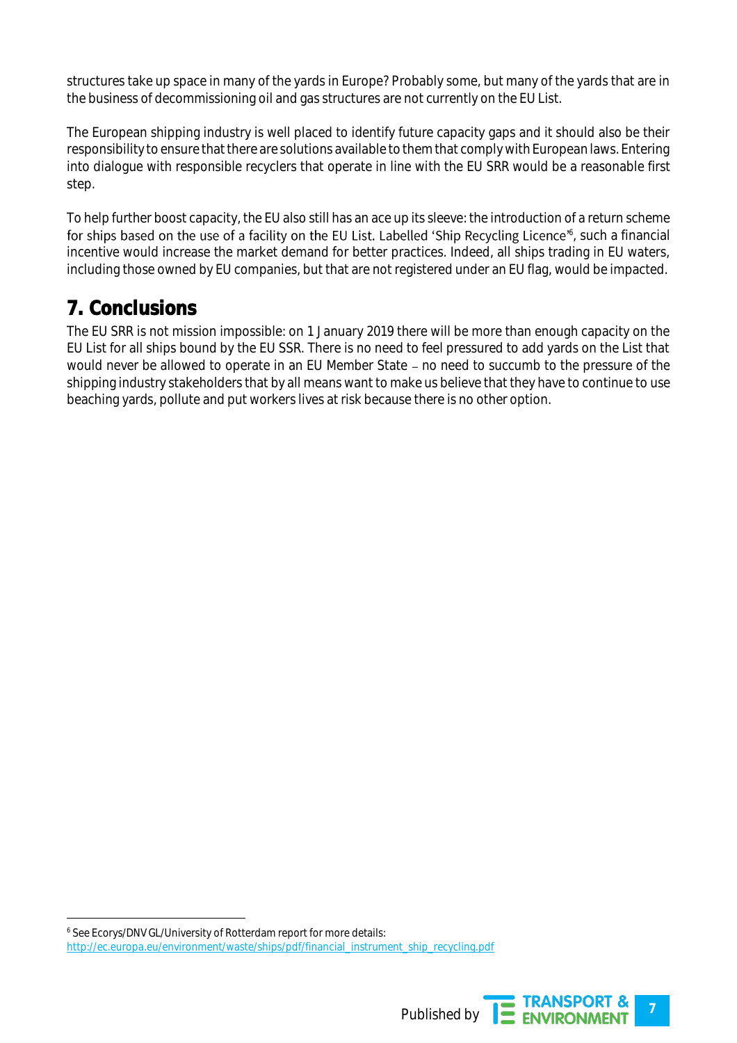structures take up space in many of the yards in Europe? Probably some, but many of the yards that are in the business of decommissioning oil and gas structures are not currently on the EU List.

The European shipping industry is well placed to identify future capacity gaps and it should also be their responsibility to ensure that there are solutions available to them that comply with European laws. Entering into dialogue with responsible recyclers that operate in line with the EU SRR would be a reasonable first step.

To help further boost capacity, the EU also still has an ace up its sleeve: the introduction of a return scheme for ships based on the use of a facility on the EU List. Labelled 'Ship Recycling Licence'[6], such a financial incentive would increase the market demand for better practices. Indeed, all ships trading in EU waters, including those owned by EU companies, but that are not registered under an EU flag, would be impacted.

## 7. Conclusions

The EU SRR is not mission impossible: on 1 January 2019 there will be more than enough capacity on the EU List for all ships bound by the EU SSR. There is no need to feel pressured to add yards on the List that would never be allowed to operate in an EU Member State – no need to succumb to the pressure of the shipping industry stakeholders that by all means want to make us believe that they have to continue to use beaching yards, pollute and put workers lives at risk because there is no other option.

---

[6] See Ecorys/DNV GL/University of Rotterdam report for more details: http://ec.europa.eu/environment/waste/ships/pdf/financial_instrument_ship_recycling.pdf

Published by TRANSPORT & ENVIRONMENT